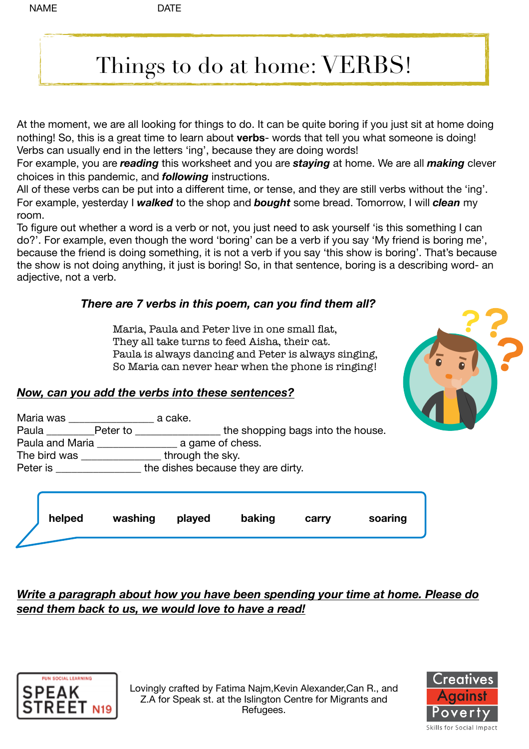NAME DATE

# Things to do at home: VERBS!

At the moment, we are all looking for things to do. It can be quite boring if you just sit at home doing nothing! So, this is a great time to learn about **verbs**- words that tell you what someone is doing! Verbs can usually end in the letters 'ing', because they are doing words!
For example, you are ***reading*** this worksheet and you are ***staying*** at home. We are all ***making*** clever choices in this pandemic, and ***following*** instructions.
All of these verbs can be put into a different time, or tense, and they are still verbs without the 'ing'. For example, yesterday I ***walked*** to the shop and ***bought*** some bread. Tomorrow, I will ***clean*** my room.
To figure out whether a word is a verb or not, you just need to ask yourself 'is this something I can do?'. For example, even though the word 'boring' can be a verb if you say 'My friend is boring me', because the friend is doing something, it is not a verb if you say 'this show is boring'. That's because the show is not doing anything, it just is boring! So, in that sentence, boring is a describing word- an adjective, not a verb.

***There are 7 verbs in this poem, can you find them all?***

Maria, Paula and Peter live in one small flat,
They all take turns to feed Aisha, their cat.
Paula is always dancing and Peter is always singing,
So Maria can never hear when the phone is ringing!

***Now, can you add the verbs into these sentences?***

Maria was _______________ a cake.
Paula ________Peter to _______________ the shopping bags into the house.
Paula and Maria ______________ a game of chess.
The bird was ______________ through the sky.
Peter is _______________ the dishes because they are dirty.

**helped** **washing** **played** **baking** **carry** **soaring**

***Write a paragraph about how you have been spending your time at home. Please do send them back to us, we would love to have a read!***

Lovingly crafted by Fatima Najm,Kevin Alexander,Can R., and Z.A for Speak st. at the Islington Centre for Migrants and Refugees.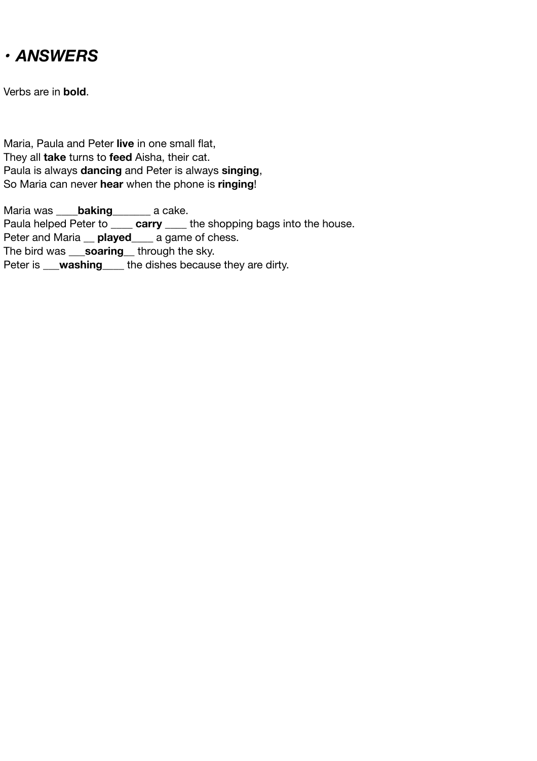## • *ANSWERS*

Verbs are in **bold**.

Maria, Paula and Peter **live** in one small flat,
They all **take** turns to **feed** Aisha, their cat.
Paula is always **dancing** and Peter is always **singing**,
So Maria can never **hear** when the phone is **ringing**!

Maria was ____**baking**_______ a cake.
Paula helped Peter to ____ **carry** ____ the shopping bags into the house.
Peter and Maria __ **played**____ a game of chess.
The bird was ___**soaring**__ through the sky.
Peter is ___**washing**____ the dishes because they are dirty.